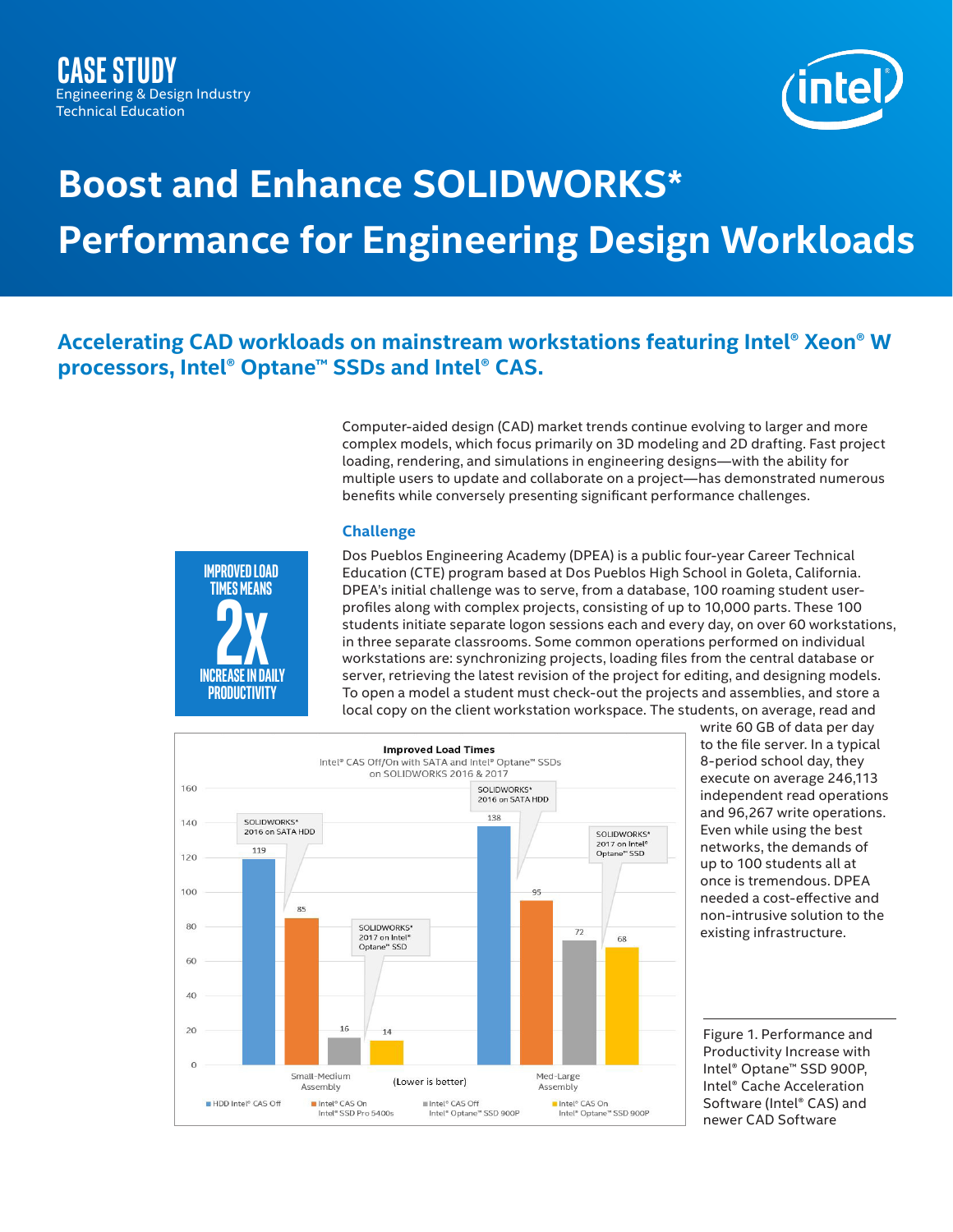CASE STUDY
Engineering & Design Industry
Technical Education

# Boost and Enhance SOLIDWORKS* Performance for Engineering Design Workloads

## Accelerating CAD workloads on mainstream workstations featuring Intel® Xeon® W processors, Intel® Optane™ SSDs and Intel® CAS.

Computer-aided design (CAD) market trends continue evolving to larger and more complex models, which focus primarily on 3D modeling and 2D drafting. Fast project loading, rendering, and simulations in engineering designs—with the ability for multiple users to update and collaborate on a project—has demonstrated numerous benefits while conversely presenting significant performance challenges.

**IMPROVED LOAD TIMES MEANS 2X INCREASE IN DAILY PRODUCTIVITY**

### Challenge

Dos Pueblos Engineering Academy (DPEA) is a public four-year Career Technical Education (CTE) program based at Dos Pueblos High School in Goleta, California. DPEA's initial challenge was to serve, from a database, 100 roaming student user-profiles along with complex projects, consisting of up to 10,000 parts. These 100 students initiate separate logon sessions each and every day, on over 60 workstations, in three separate classrooms. Some common operations performed on individual workstations are: synchronizing projects, loading files from the central database or server, retrieving the latest revision of the project for editing, and designing models. To open a model a student must check-out the projects and assemblies, and store a local copy on the client workstation workspace. The students, on average, read and write 60 GB of data per day to the file server. In a typical 8-period school day, they execute on average 246,113 independent read operations and 96,267 write operations. Even while using the best networks, the demands of up to 100 students all at once is tremendous. DPEA needed a cost-effective and non-intrusive solution to the existing infrastructure.

**Improved Load Times**
Intel® CAS Off/On with SATA and Intel® Optane™ SSDs on SOLIDWORKS 2016 & 2017

| | HDD Intel® CAS Off (SOLIDWORKS* 2016 on SATA HDD) | Intel® CAS On Intel® SSD Pro 5400s | Intel® CAS Off Intel® Optane™ SSD 900P | Intel® CAS On Intel® Optane™ SSD 900P (SOLIDWORKS* 2017 on Intel® Optane™ SSD) |
|---|---|---|---|---|
| Small-Medium Assembly | 119 | 85 | 16 | 14 |
| Med-Large Assembly | 138 | 95 | 72 | 68 |

(Lower is better)

Figure 1. Performance and Productivity Increase with Intel® Optane™ SSD 900P, Intel® Cache Acceleration Software (Intel® CAS) and newer CAD Software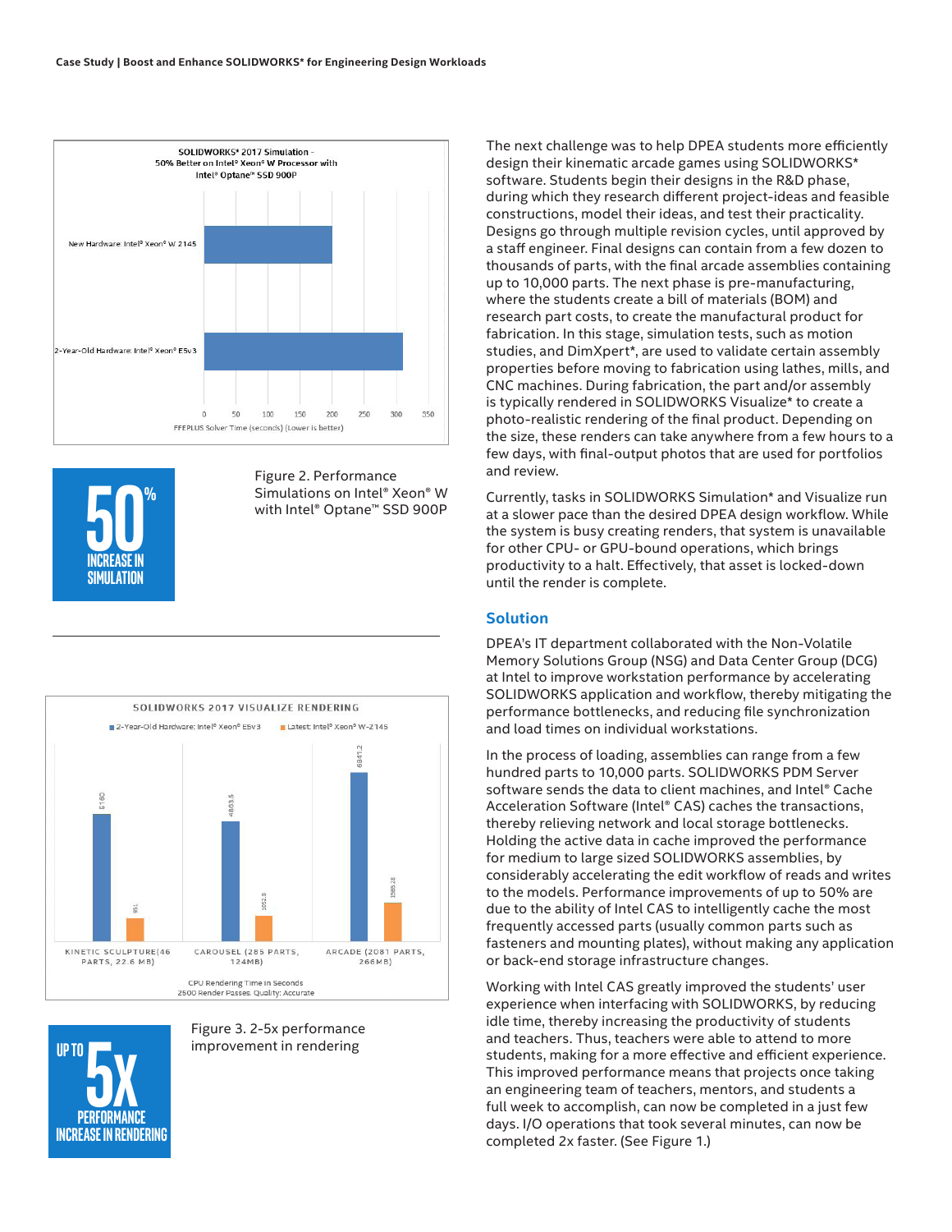The next challenge was to help DPEA students more efficiently design their kinematic arcade games using SOLIDWORKS* software. Students begin their designs in the R&D phase, during which they research different project-ideas and feasible constructions, model their ideas, and test their practicality. Designs go through multiple revision cycles, until approved by a staff engineer. Final designs can contain from a few dozen to thousands of parts, with the final arcade assemblies containing up to 10,000 parts. The next phase is pre-manufacturing, where the students create a bill of materials (BOM) and research part costs, to create the manufactural product for fabrication. In this stage, simulation tests, such as motion studies, and DimXpert*, are used to validate certain assembly properties before moving to fabrication using lathes, mills, and CNC machines. During fabrication, the part and/or assembly is typically rendered in SOLIDWORKS Visualize* to create a photo-realistic rendering of the final product. Depending on the size, these renders can take anywhere from a few hours to a few days, with final-output photos that are used for portfolios and review.

Currently, tasks in SOLIDWORKS Simulation* and Visualize run at a slower pace than the desired DPEA design workflow. While the system is busy creating renders, that system is unavailable for other CPU- or GPU-bound operations, which brings productivity to a halt. Effectively, that asset is locked-down until the render is complete.

## Solution

DPEA's IT department collaborated with the Non-Volatile Memory Solutions Group (NSG) and Data Center Group (DCG) at Intel to improve workstation performance by accelerating SOLIDWORKS application and workflow, thereby mitigating the performance bottlenecks, and reducing file synchronization and load times on individual workstations.

In the process of loading, assemblies can range from a few hundred parts to 10,000 parts. SOLIDWORKS PDM Server software sends the data to client machines, and Intel® Cache Acceleration Software (Intel® CAS) caches the transactions, thereby relieving network and local storage bottlenecks. Holding the active data in cache improved the performance for medium to large sized SOLIDWORKS assemblies, by considerably accelerating the edit workflow of reads and writes to the models. Performance improvements of up to 50% are due to the ability of Intel CAS to intelligently cache the most frequently accessed parts (usually common parts such as fasteners and mounting plates), without making any application or back-end storage infrastructure changes.

Working with Intel CAS greatly improved the students' user experience when interfacing with SOLIDWORKS, by reducing idle time, thereby increasing the productivity of students and teachers. Thus, teachers were able to attend to more students, making for a more effective and efficient experience. This improved performance means that projects once taking an engineering team of teachers, mentors, and students a full week to accomplish, can now be completed in a just few days. I/O operations that took several minutes, can now be completed 2x faster. (See Figure 1.)

**SOLIDWORKS* 2017 Simulation - 50% Better on Intel® Xeon® W Processor with Intel® Optane™ SSD 900P**

| Hardware | FFEPLUS Solver Time (seconds) (Lower is better) |
|---|---|
| New Hardware: Intel® Xeon® W 2145 | ~200 |
| 2-Year-Old Hardware: Intel® Xeon® E5v3 | ~310 |

**50% INCREASE IN SIMULATION**

Figure 2. Performance Simulations on Intel® Xeon® W with Intel® Optane™ SSD 900P

**SOLIDWORKS 2017 VISUALIZE RENDERING**

CPU Rendering Time in Seconds, 2500 Render Passes, Quality: Accurate

| Model | 2-Year-Old Hardware: Intel® Xeon® E5v3 | Latest: Intel® Xeon® W-2145 |
|---|---|---|
| Kinetic Sculpture (46 parts, 22.6 MB) | 5160 | 951 |
| Carousel (285 parts, 124MB) | 4863.5 | 1052.8 |
| Arcade (2081 parts, 266MB) | 6841.2 | 1589.28 |

**UP TO 5X PERFORMANCE INCREASE IN RENDERING**

Figure 3. 2-5x performance improvement in rendering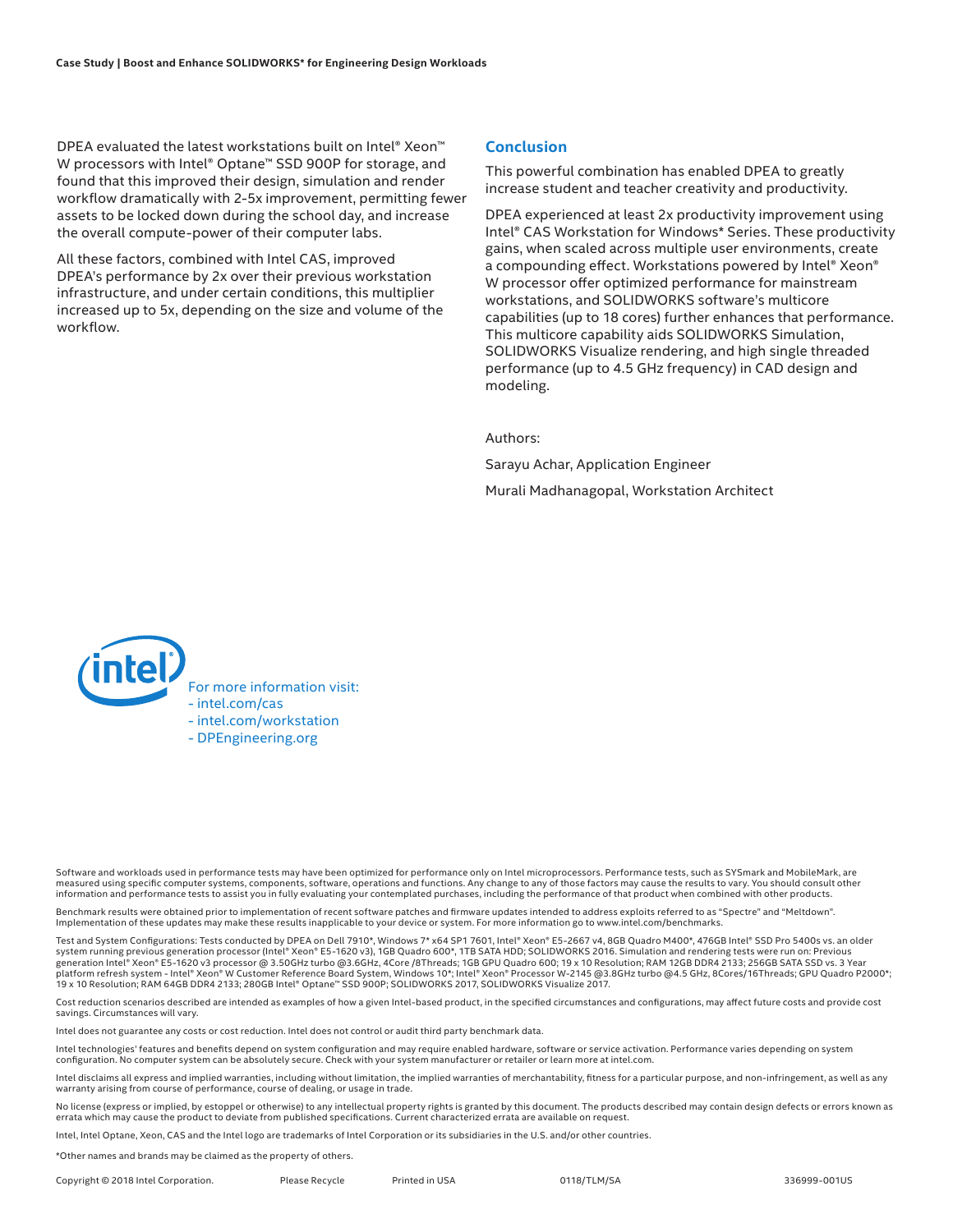DPEA evaluated the latest workstations built on Intel® Xeon™ W processors with Intel® Optane™ SSD 900P for storage, and found that this improved their design, simulation and render workflow dramatically with 2-5x improvement, permitting fewer assets to be locked down during the school day, and increase the overall compute-power of their computer labs.

All these factors, combined with Intel CAS, improved DPEA's performance by 2x over their previous workstation infrastructure, and under certain conditions, this multiplier increased up to 5x, depending on the size and volume of the workflow.

## Conclusion

This powerful combination has enabled DPEA to greatly increase student and teacher creativity and productivity.

DPEA experienced at least 2x productivity improvement using Intel® CAS Workstation for Windows* Series. These productivity gains, when scaled across multiple user environments, create a compounding effect. Workstations powered by Intel® Xeon® W processor offer optimized performance for mainstream workstations, and SOLIDWORKS software's multicore capabilities (up to 18 cores) further enhances that performance. This multicore capability aids SOLIDWORKS Simulation, SOLIDWORKS Visualize rendering, and high single threaded performance (up to 4.5 GHz frequency) in CAD design and modeling.

Authors:

Sarayu Achar, Application Engineer

Murali Madhanagopal, Workstation Architect

For more information visit:
- intel.com/cas
- intel.com/workstation
- DPEngineering.org

Software and workloads used in performance tests may have been optimized for performance only on Intel microprocessors. Performance tests, such as SYSmark and MobileMark, are measured using specific computer systems, components, software, operations and functions. Any change to any of those factors may cause the results to vary. You should consult other information and performance tests to assist you in fully evaluating your contemplated purchases, including the performance of that product when combined with other products.

Benchmark results were obtained prior to implementation of recent software patches and firmware updates intended to address exploits referred to as "Spectre" and "Meltdown". Implementation of these updates may make these results inapplicable to your device or system. For more information go to www.intel.com/benchmarks.

Test and System Configurations: Tests conducted by DPEA on Dell 7910*, Windows 7* x64 SP1 7601, Intel® Xeon® E5-2667 v4, 8GB Quadro M400*, 476GB Intel® SSD Pro 5400s vs. an older system running previous generation processor (Intel® Xeon® E5-1620 v3), 1GB Quadro 600*, 1TB SATA HDD; SOLIDWORKS 2016. Simulation and rendering tests were run on: Previous generation Intel® Xeon® E5-1620 v3 processor @ 3.50GHz turbo @3.6GHz, 4Core /8Threads; 1GB GPU Quadro 600; 19 x 10 Resolution; RAM 12GB DDR4 2133; 256GB SATA SSD vs. 3 Year platform refresh system - Intel® Xeon® W Customer Reference Board System, Windows 10*; Intel® Xeon® Processor W-2145 @3.8GHz turbo @4.5 GHz, 8Cores/16Threads; GPU Quadro P2000*; 19 x 10 Resolution; RAM 64GB DDR4 2133; 280GB Intel® Optane™ SSD 900P; SOLIDWORKS 2017, SOLIDWORKS Visualize 2017.

Cost reduction scenarios described are intended as examples of how a given Intel-based product, in the specified circumstances and configurations, may affect future costs and provide cost savings. Circumstances will vary.

Intel does not guarantee any costs or cost reduction. Intel does not control or audit third party benchmark data.

Intel technologies' features and benefits depend on system configuration and may require enabled hardware, software or service activation. Performance varies depending on system configuration. No computer system can be absolutely secure. Check with your system manufacturer or retailer or learn more at intel.com.

Intel disclaims all express and implied warranties, including without limitation, the implied warranties of merchantability, fitness for a particular purpose, and non-infringement, as well as any warranty arising from course of performance, course of dealing, or usage in trade.

No license (express or implied, by estoppel or otherwise) to any intellectual property rights is granted by this document. The products described may contain design defects or errors known as errata which may cause the product to deviate from published specifications. Current characterized errata are available on request.

Intel, Intel Optane, Xeon, CAS and the Intel logo are trademarks of Intel Corporation or its subsidiaries in the U.S. and/or other countries.

*Other names and brands may be claimed as the property of others.

Copyright © 2018 Intel Corporation. Please Recycle Printed in USA 0118/TLM/SA 336999-001US